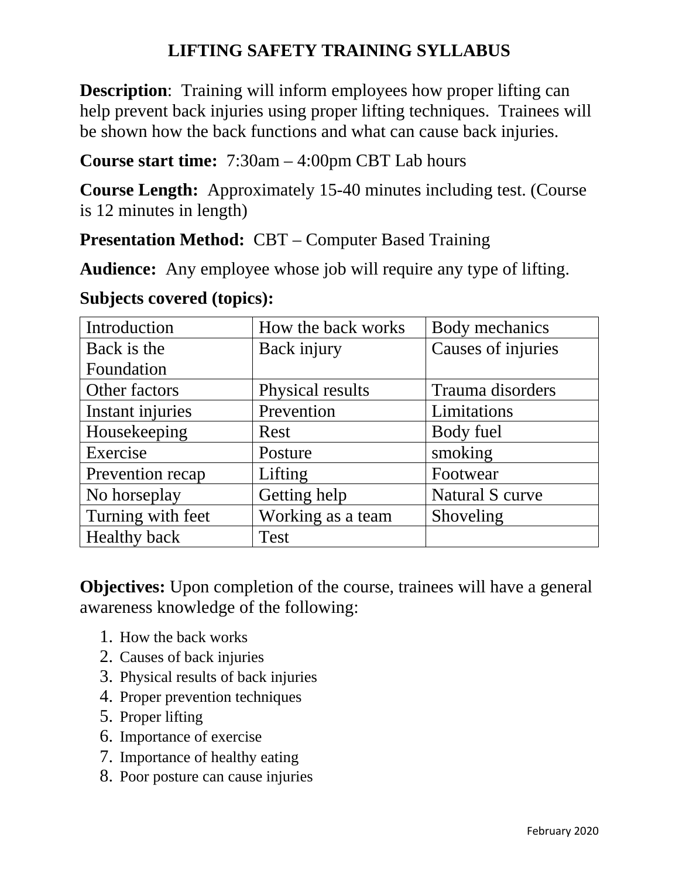# LIFTING SAFETY TRAINING SYLLABUS

**Description**: Training will inform employees how proper lifting can help prevent back injuries using proper lifting techniques. Trainees will be shown how the back functions and what can cause back injuries.

**Course start time:** 7:30am – 4:00pm CBT Lab hours

**Course Length:** Approximately 15-40 minutes including test. (Course is 12 minutes in length)

**Presentation Method:** CBT – Computer Based Training

**Audience:** Any employee whose job will require any type of lifting.

**Subjects covered (topics):**

| | | |
|---|---|---|
| Introduction | How the back works | Body mechanics |
| Back is the Foundation | Back injury | Causes of injuries |
| Other factors | Physical results | Trauma disorders |
| Instant injuries | Prevention | Limitations |
| Housekeeping | Rest | Body fuel |
| Exercise | Posture | smoking |
| Prevention recap | Lifting | Footwear |
| No horseplay | Getting help | Natural S curve |
| Turning with feet | Working as a team | Shoveling |
| Healthy back | Test | |

**Objectives:** Upon completion of the course, trainees will have a general awareness knowledge of the following:

1. How the back works
2. Causes of back injuries
3. Physical results of back injuries
4. Proper prevention techniques
5. Proper lifting
6. Importance of exercise
7. Importance of healthy eating
8. Poor posture can cause injuries

February 2020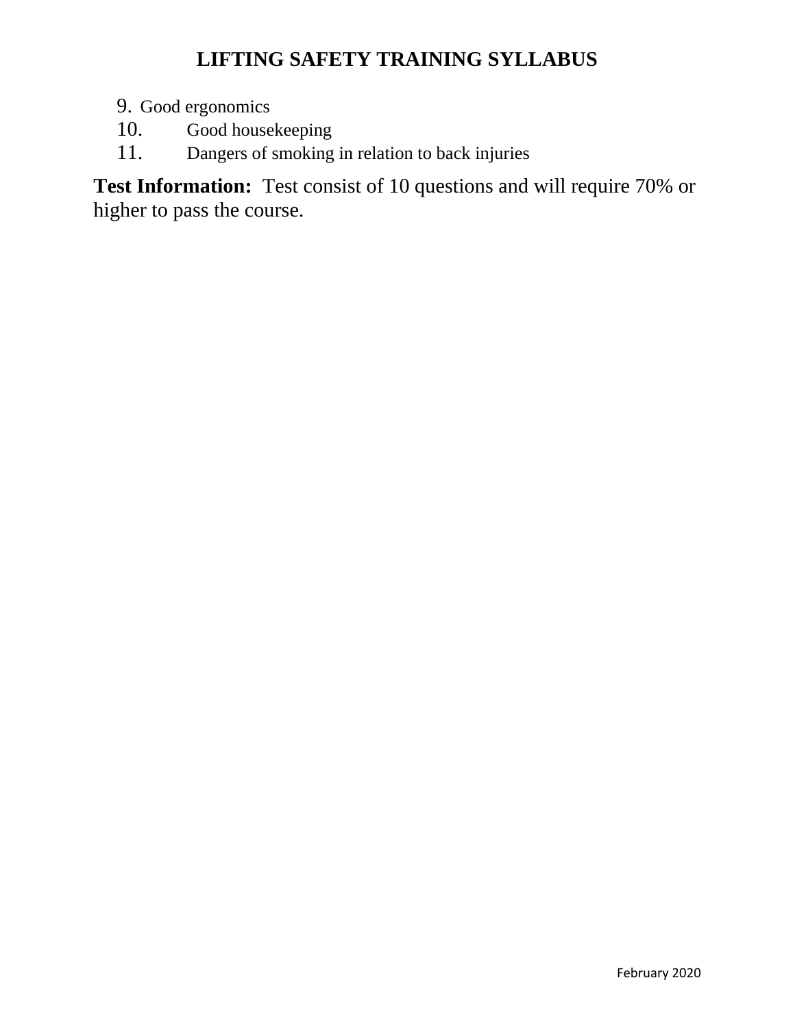9. Good ergonomics
10. Good housekeeping
11. Dangers of smoking in relation to back injuries

**Test Information:** Test consist of 10 questions and will require 70% or higher to pass the course.